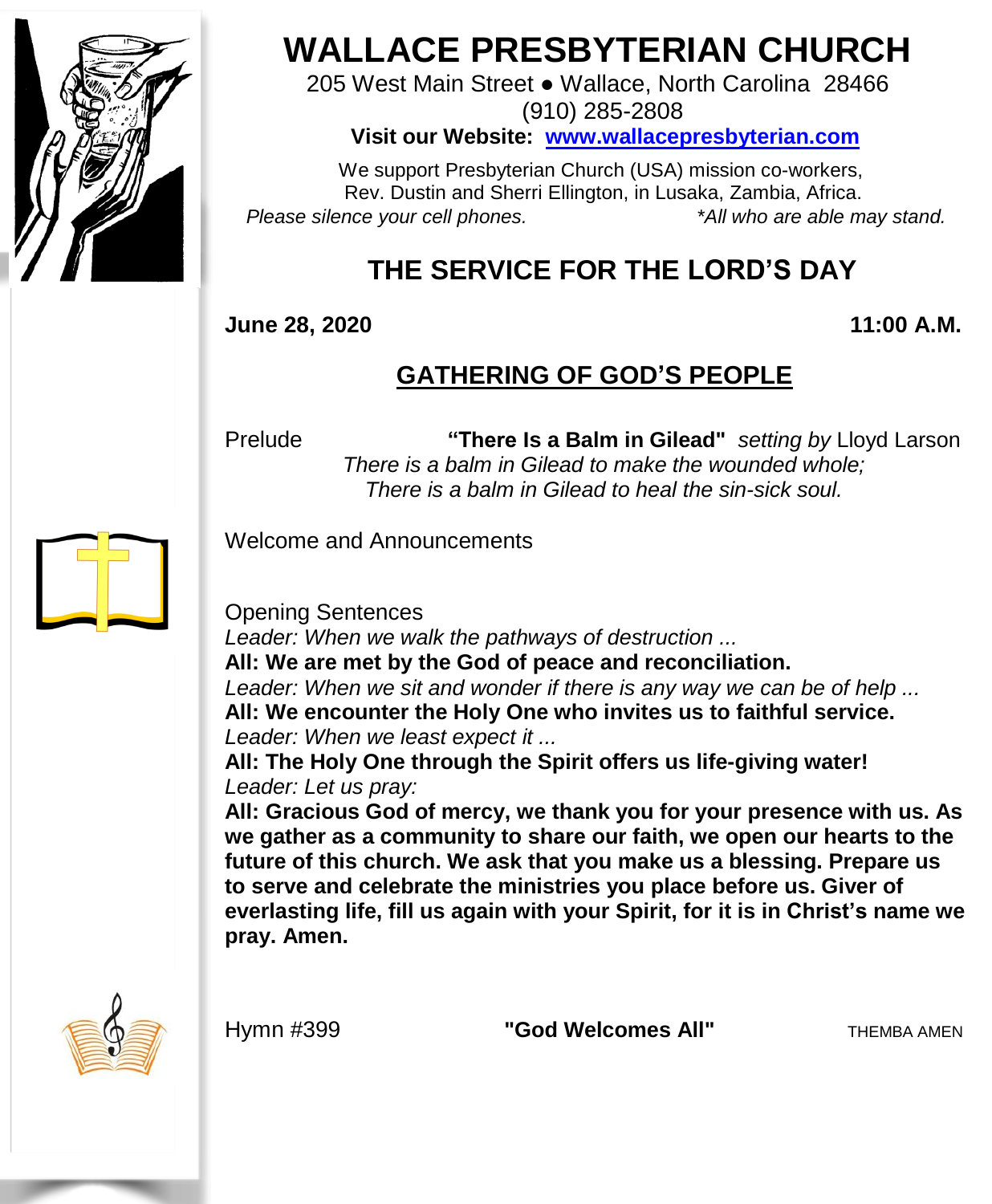# WALLACE PRESBYTERIAN CHURCH

205 West Main Street ● Wallace, North Carolina 28466
(910) 285-2808

**Visit our Website: [www.wallacepresbyterian.com](http://www.wallacepresbyterian.com)**

We support Presbyterian Church (USA) mission co-workers,
Rev. Dustin and Sherri Ellington, in Lusaka, Zambia, Africa.

*Please silence your cell phones.* *\*All who are able may stand.*

## THE SERVICE FOR THE LORD'S DAY

**June 28, 2020** **11:00 A.M.**

### GATHERING OF GOD'S PEOPLE

Prelude **"There Is a Balm in Gilead"** *setting by* Lloyd Larson

*There is a balm in Gilead to make the wounded whole;*
*There is a balm in Gilead to heal the sin-sick soul.*

Welcome and Announcements

Opening Sentences

*Leader: When we walk the pathways of destruction ...*
**All: We are met by the God of peace and reconciliation.**
*Leader: When we sit and wonder if there is any way we can be of help ...*
**All: We encounter the Holy One who invites us to faithful service.**
*Leader: When we least expect it ...*
**All: The Holy One through the Spirit offers us life-giving water!**
*Leader: Let us pray:*
**All: Gracious God of mercy, we thank you for your presence with us. As we gather as a community to share our faith, we open our hearts to the future of this church. We ask that you make us a blessing. Prepare us to serve and celebrate the ministries you place before us. Giver of everlasting life, fill us again with your Spirit, for it is in Christ's name we pray. Amen.**

Hymn #399 **"God Welcomes All"** THEMBA AMEN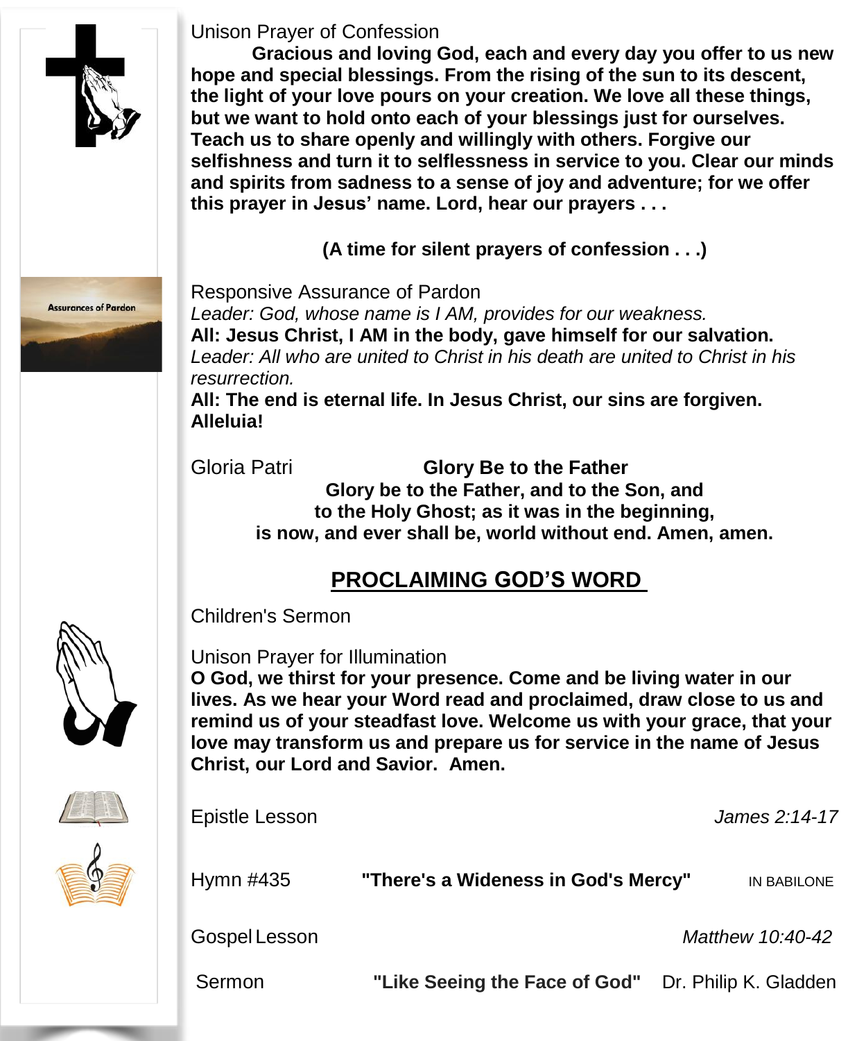Unison Prayer of Confession

**Gracious and loving God, each and every day you offer to us new hope and special blessings. From the rising of the sun to its descent, the light of your love pours on your creation. We love all these things, but we want to hold onto each of your blessings just for ourselves. Teach us to share openly and willingly with others. Forgive our selfishness and turn it to selflessness in service to you. Clear our minds and spirits from sadness to a sense of joy and adventure; for we offer this prayer in Jesus' name. Lord, hear our prayers . . .**

**(A time for silent prayers of confession . . .)**

Assurances of Pardon

Responsive Assurance of Pardon

*Leader: God, whose name is I AM, provides for our weakness.*

**All: Jesus Christ, I AM in the body, gave himself for our salvation.**

*Leader: All who are united to Christ in his death are united to Christ in his resurrection.*

**All: The end is eternal life. In Jesus Christ, our sins are forgiven. Alleluia!**

Gloria Patri **Glory Be to the Father**

**Glory be to the Father, and to the Son, and**
**to the Holy Ghost; as it was in the beginning,**
**is now, and ever shall be, world without end. Amen, amen.**

## PROCLAIMING GOD'S WORD

Children's Sermon

Unison Prayer for Illumination

**O God, we thirst for your presence. Come and be living water in our lives. As we hear your Word read and proclaimed, draw close to us and remind us of your steadfast love. Welcome us with your grace, that your love may transform us and prepare us for service in the name of Jesus Christ, our Lord and Savior. Amen.**

Epistle Lesson *James 2:14-17*

Hymn #435 **"There's a Wideness in God's Mercy"** IN BABILONE

Gospel Lesson *Matthew 10:40-42*

Sermon **"Like Seeing the Face of God"** Dr. Philip K. Gladden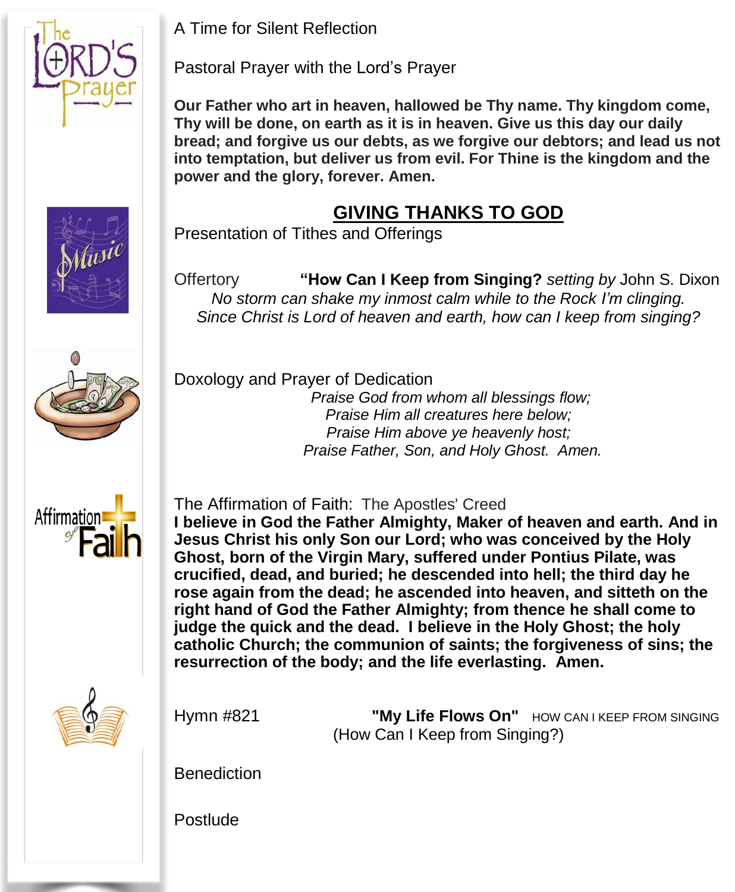A Time for Silent Reflection

Pastoral Prayer with the Lord's Prayer

**Our Father who art in heaven, hallowed be Thy name. Thy kingdom come, Thy will be done, on earth as it is in heaven. Give us this day our daily bread; and forgive us our debts, as we forgive our debtors; and lead us not into temptation, but deliver us from evil. For Thine is the kingdom and the power and the glory, forever. Amen.**

## GIVING THANKS TO GOD

Presentation of Tithes and Offerings

Offertory **"How Can I Keep from Singing?** *setting by* John S. Dixon

*No storm can shake my inmost calm while to the Rock I'm clinging.*
*Since Christ is Lord of heaven and earth, how can I keep from singing?*

Doxology and Prayer of Dedication

*Praise God from whom all blessings flow;*
*Praise Him all creatures here below;*
*Praise Him above ye heavenly host;*
*Praise Father, Son, and Holy Ghost. Amen.*

The Affirmation of Faith: The Apostles' Creed

**I believe in God the Father Almighty, Maker of heaven and earth. And in Jesus Christ his only Son our Lord; who was conceived by the Holy Ghost, born of the Virgin Mary, suffered under Pontius Pilate, was crucified, dead, and buried; he descended into hell; the third day he rose again from the dead; he ascended into heaven, and sitteth on the right hand of God the Father Almighty; from thence he shall come to judge the quick and the dead. I believe in the Holy Ghost; the holy catholic Church; the communion of saints; the forgiveness of sins; the resurrection of the body; and the life everlasting. Amen.**

Hymn #821 **"My Life Flows On"** HOW CAN I KEEP FROM SINGING
(How Can I Keep from Singing?)

Benediction

Postlude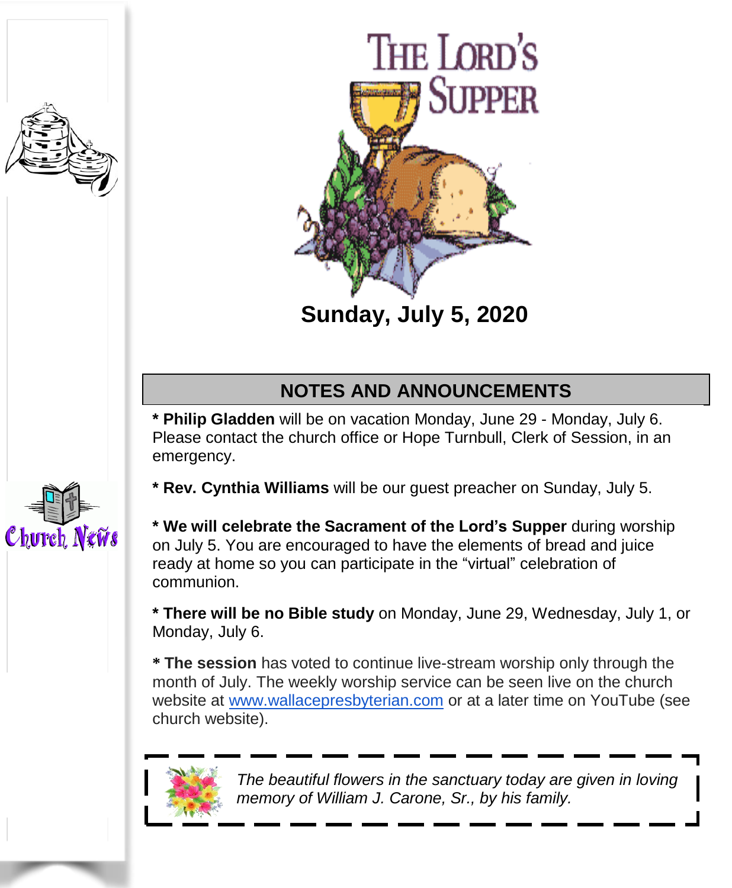# THE LORD'S SUPPER

**Sunday, July 5, 2020**

## NOTES AND ANNOUNCEMENTS

* **Philip Gladden** will be on vacation Monday, June 29 - Monday, July 6. Please contact the church office or Hope Turnbull, Clerk of Session, in an emergency.

* **Rev. Cynthia Williams** will be our guest preacher on Sunday, July 5.

* **We will celebrate the Sacrament of the Lord's Supper** during worship on July 5. You are encouraged to have the elements of bread and juice ready at home so you can participate in the "virtual" celebration of communion.

* **There will be no Bible study** on Monday, June 29, Wednesday, July 1, or Monday, July 6.

* **The session** has voted to continue live-stream worship only through the month of July. The weekly worship service can be seen live on the church website at www.wallacepresbyterian.com or at a later time on YouTube (see church website).

*The beautiful flowers in the sanctuary today are given in loving memory of William J. Carone, Sr., by his family.*